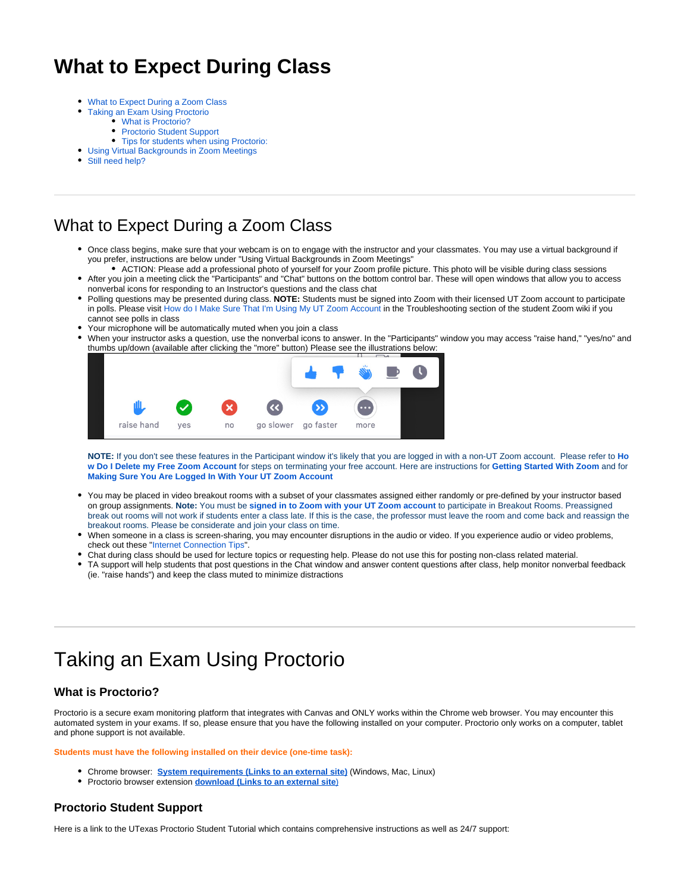# What to Expect During Class

- What to Expect During a Zoom Class
- Taking an Exam Using Proctorio
    - What is Proctorio?
    - Proctorio Student Support
    - Tips for students when using Proctorio:
- Using Virtual Backgrounds in Zoom Meetings
- Still need help?

---

## What to Expect During a Zoom Class

- Once class begins, make sure that your webcam is on to engage with the instructor and your classmates. You may use a virtual background if you prefer, instructions are below under "Using Virtual Backgrounds in Zoom Meetings"
    - ACTION: Please add a professional photo of yourself for your Zoom profile picture. This photo will be visible during class sessions
- After you join a meeting click the "Participants" and "Chat" buttons on the bottom control bar. These will open windows that allow you to access nonverbal icons for responding to an Instructor's questions and the class chat
- Polling questions may be presented during class. **NOTE:** Students must be signed into Zoom with their licensed UT Zoom account to participate in polls. Please visit How do I Make Sure That I'm Using My UT Zoom Account in the Troubleshooting section of the student Zoom wiki if you cannot see polls in class
- Your microphone will be automatically muted when you join a class
- When your instructor asks a question, use the nonverbal icons to answer. In the "Participants" window you may access "raise hand," "yes/no" and thumbs up/down (available after clicking the "more" button) Please see the illustrations below:

raise hand | yes | no | go slower | go faster | more

**NOTE:** If you don't see these features in the Participant window it's likely that you are logged in with a non-UT Zoom account. Please refer to **How Do I Delete my Free Zoom Account** for steps on terminating your free account. Here are instructions for **Getting Started With Zoom** and for **Making Sure You Are Logged In With Your UT Zoom Account**

- You may be placed in video breakout rooms with a subset of your classmates assigned either randomly or pre-defined by your instructor based on group assignments. **Note:** You must be **signed in to Zoom with your UT Zoom account** to participate in Breakout Rooms. Preassigned break out rooms will not work if students enter a class late. If this is the case, the professor must leave the room and come back and reassign the breakout rooms. Please be considerate and join your class on time.
- When someone in a class is screen-sharing, you may encounter disruptions in the audio or video. If you experience audio or video problems, check out these "Internet Connection Tips".
- Chat during class should be used for lecture topics or requesting help. Please do not use this for posting non-class related material.
- TA support will help students that post questions in the Chat window and answer content questions after class, help monitor nonverbal feedback (ie. "raise hands") and keep the class muted to minimize distractions

---

# Taking an Exam Using Proctorio

### What is Proctorio?

Proctorio is a secure exam monitoring platform that integrates with Canvas and ONLY works within the Chrome web browser. You may encounter this automated system in your exams. If so, please ensure that you have the following installed on your computer. Proctorio only works on a computer, tablet and phone support is not available.

**Students must have the following installed on their device (one-time task):**

- Chrome browser: **System requirements (Links to an external site)** (Windows, Mac, Linux)
- Proctorio browser extension **download (Links to an external site)**

### Proctorio Student Support

Here is a link to the UTexas Proctorio Student Tutorial which contains comprehensive instructions as well as 24/7 support: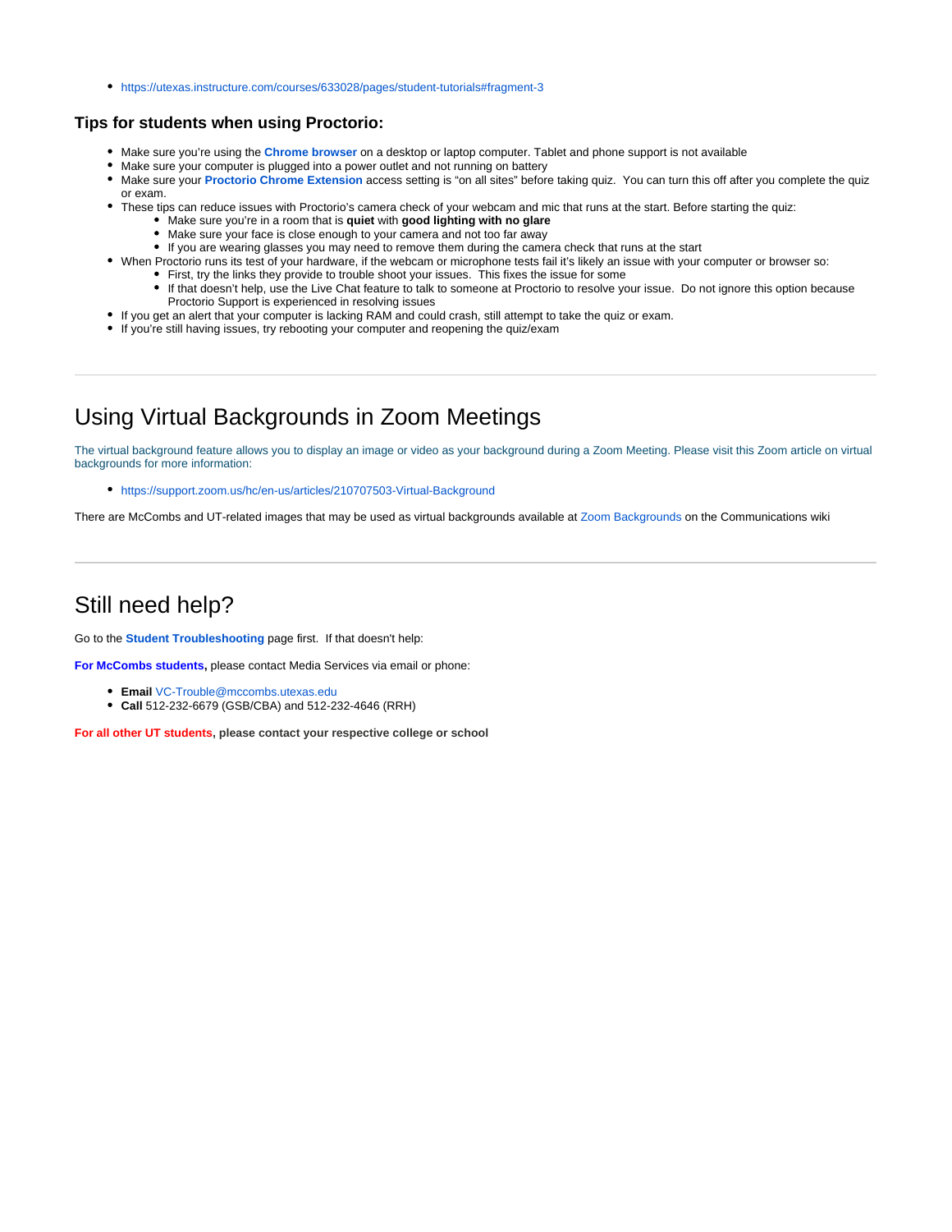- https://utexas.instructure.com/courses/633028/pages/student-tutorials#fragment-3

### Tips for students when using Proctorio:

- Make sure you're using the **Chrome browser** on a desktop or laptop computer. Tablet and phone support is not available
- Make sure your computer is plugged into a power outlet and not running on battery
- Make sure your **Proctorio Chrome Extension** access setting is "on all sites" before taking quiz. You can turn this off after you complete the quiz or exam.
- These tips can reduce issues with Proctorio's camera check of your webcam and mic that runs at the start. Before starting the quiz:
  - Make sure you're in a room that is **quiet** with **good lighting with no glare**
  - Make sure your face is close enough to your camera and not too far away
  - If you are wearing glasses you may need to remove them during the camera check that runs at the start
- When Proctorio runs its test of your hardware, if the webcam or microphone tests fail it's likely an issue with your computer or browser so:
  - First, try the links they provide to trouble shoot your issues. This fixes the issue for some
  - If that doesn't help, use the Live Chat feature to talk to someone at Proctorio to resolve your issue. Do not ignore this option because Proctorio Support is experienced in resolving issues
- If you get an alert that your computer is lacking RAM and could crash, still attempt to take the quiz or exam.
- If you're still having issues, try rebooting your computer and reopening the quiz/exam

---

# Using Virtual Backgrounds in Zoom Meetings

The virtual background feature allows you to display an image or video as your background during a Zoom Meeting. Please visit this Zoom article on virtual backgrounds for more information:

- https://support.zoom.us/hc/en-us/articles/210707503-Virtual-Background

There are McCombs and UT-related images that may be used as virtual backgrounds available at Zoom Backgrounds on the Communications wiki

---

# Still need help?

Go to the **Student Troubleshooting** page first. If that doesn't help:

**For McCombs students,** please contact Media Services via email or phone:

- **Email** VC-Trouble@mccombs.utexas.edu
- **Call** 512-232-6679 (GSB/CBA) and 512-232-4646 (RRH)

**For all other UT students, please contact your respective college or school**